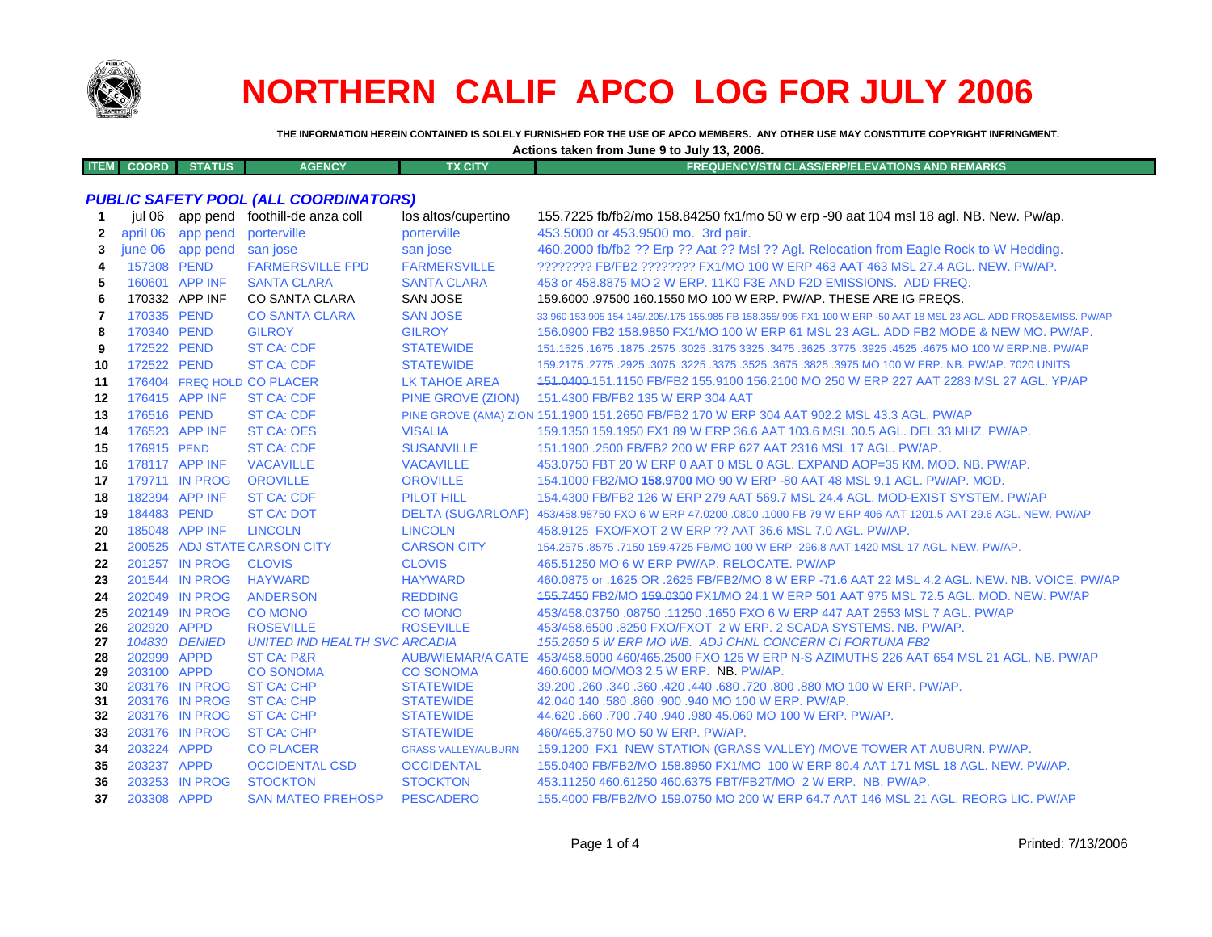# NORTHERN CALIF APCO LOG FOR JULY 2006

**THE INFORMATION HEREIN CONTAINED IS SOLELY FURNISHED FOR THE USE OF APCO MEMBERS. ANY OTHER USE MAY CONSTITUTE COPYRIGHT INFRINGMENT.**

**Actions taken from June 9 to July 13, 2006.**

| ITEM | COORD | STATUS | AGENCY | TX CITY | FREQUENCY/STN CLASS/ERP/ELEVATIONS AND REMARKS |
|---|---|---|---|---|---|

## *PUBLIC SAFETY POOL (ALL COORDINATORS)*

| ITEM | COORD | STATUS | AGENCY | TX CITY | FREQUENCY/STN CLASS/ERP/ELEVATIONS AND REMARKS |
|---|---|---|---|---|---|
| 1 | jul 06 | app pend | foothill-de anza coll | los altos/cupertino | 155.7225 fb/fb2/mo 158.84250 fx1/mo 50 w erp -90 aat 104 msl 18 agl. NB. New. Pw/ap. |
| 2 | april 06 | app pend | porterville | porterville | 453.5000 or 453.9500 mo. 3rd pair. |
| 3 | june 06 | app pend | san jose | san jose | 460.2000 fb/fb2 ?? Erp ?? Aat ?? Msl ?? Agl. Relocation from Eagle Rock to W Hedding. |
| 4 | 157308 | PEND | FARMERSVILLE FPD | FARMERSVILLE | ???????? FB/FB2 ???????? FX1/MO 100 W ERP 463 AAT 463 MSL 27.4 AGL. NEW. PW/AP. |
| 5 | 160601 | APP INF | SANTA CLARA | SANTA CLARA | 453 or 458.8875 MO 2 W ERP. 11K0 F3E AND F2D EMISSIONS. ADD FREQ. |
| 6 | 170332 | APP INF | CO SANTA CLARA | SAN JOSE | 159.6000 .97500 160.1550 MO 100 W ERP. PW/AP. THESE ARE IG FREQS. |
| 7 | 170335 | PEND | CO SANTA CLARA | SAN JOSE | 33.960 153.905 154.145/.205/.175 155.985 FB 158.355/.995 FX1 100 W ERP -50 AAT 18 MSL 23 AGL. ADD FRQS&EMISS. PW/AP |
| 8 | 170340 | PEND | GILROY | GILROY | 156.0900 FB2 ~~158.9850~~ FX1/MO 100 W ERP 61 MSL 23 AGL. ADD FB2 MODE & NEW MO. PW/AP. |
| 9 | 172522 | PEND | ST CA: CDF | STATEWIDE | 151.1525 .1675 .1875 .2575 .3025 .3175 3325 .3475 .3625 .3775 .3925 .4525 .4675 MO 100 W ERP.NB. PW/AP |
| 10 | 172522 | PEND | ST CA: CDF | STATEWIDE | 159.2175 .2775 .2925 .3075 .3225 .3375 .3525 .3675 .3825 .3975 MO 100 W ERP. NB. PW/AP. 7020 UNITS |
| 11 | 176404 | FREQ HOLD | CO PLACER | LK TAHOE AREA | ~~151.0400~~ 151.1150 FB/FB2 155.9100 156.2100 MO 250 W ERP 227 AAT 2283 MSL 27 AGL. YP/AP |
| 12 | 176415 | APP INF | ST CA: CDF | PINE GROVE (ZION) | 151.4300 FB/FB2 135 W ERP 304 AAT |
| 13 | 176516 | PEND | ST CA: CDF | PINE GROVE (AMA) ZION | 151.1900 151.2650 FB/FB2 170 W ERP 304 AAT 902.2 MSL 43.3 AGL. PW/AP |
| 14 | 176523 | APP INF | ST CA: OES | VISALIA | 159.1350 159.1950 FX1 89 W ERP 36.6 AAT 103.6 MSL 30.5 AGL. DEL 33 MHZ. PW/AP. |
| 15 | 176915 | PEND | ST CA: CDF | SUSANVILLE | 151.1900 .2500 FB/FB2 200 W ERP 627 AAT 2316 MSL 17 AGL. PW/AP. |
| 16 | 178117 | APP INF | VACAVILLE | VACAVILLE | 453.0750 FBT 20 W ERP 0 AAT 0 MSL 0 AGL. EXPAND AOP=35 KM. MOD. NB. PW/AP. |
| 17 | 179711 | IN PROG | OROVILLE | OROVILLE | 154.1000 FB2/MO **158.9700** MO 90 W ERP -80 AAT 48 MSL 9.1 AGL. PW/AP. MOD. |
| 18 | 182394 | APP INF | ST CA: CDF | PILOT HILL | 154.4300 FB/FB2 126 W ERP 279 AAT 569.7 MSL 24.4 AGL. MOD-EXIST SYSTEM. PW/AP |
| 19 | 184483 | PEND | ST CA: DOT | DELTA (SUGARLOAF) | 453/458.98750 FXO 6 W ERP 47.0200 .0800 .1000 FB 79 W ERP 406 AAT 1201.5 AAT 29.6 AGL. NEW. PW/AP |
| 20 | 185048 | APP INF | LINCOLN | LINCOLN | 458.9125 FXO/FXOT 2 W ERP ?? AAT 36.6 MSL 7.0 AGL. PW/AP. |
| 21 | 200525 | ADJ STATE | CARSON CITY | CARSON CITY | 154.2575 .8575 .7150 159.4725 FB/MO 100 W ERP -296.8 AAT 1420 MSL 17 AGL. NEW. PW/AP. |
| 22 | 201257 | IN PROG | CLOVIS | CLOVIS | 465.51250 MO 6 W ERP PW/AP. RELOCATE. PW/AP |
| 23 | 201544 | IN PROG | HAYWARD | HAYWARD | 460.0875 or .1625 OR .2625 FB/FB2/MO 8 W ERP -71.6 AAT 22 MSL 4.2 AGL. NEW. NB. VOICE. PW/AP |
| 24 | 202049 | IN PROG | ANDERSON | REDDING | ~~155.7450~~ FB2/MO ~~159.0300~~ FX1/MO 24.1 W ERP 501 AAT 975 MSL 72.5 AGL. MOD. NEW. PW/AP |
| 25 | 202149 | IN PROG | CO MONO | CO MONO | 453/458.03750 .08750 .11250 .1650 FXO 6 W ERP 447 AAT 2553 MSL 7 AGL. PW/AP |
| 26 | 202920 | APPD | ROSEVILLE | ROSEVILLE | 453/458.6500 .8250 FXO/FXOT 2 W ERP. 2 SCADA SYSTEMS. NB. PW/AP. |
| 27 | *104830* | *DENIED* | *UNITED IND HEALTH SVC* | *ARCADIA* | *155.2650 5 W ERP MO WB. ADJ CHNL CONCERN CI FORTUNA FB2* |
| 28 | 202999 | APPD | ST CA: P&R | AUB/WIEMAR/A'GATE | 453/458.5000 460/465.2500 FXO 125 W ERP N-S AZIMUTHS 226 AAT 654 MSL 21 AGL. NB. PW/AP |
| 29 | 203100 | APPD | CO SONOMA | CO SONOMA | 460.6000 MO/MO3 2.5 W ERP. NB. PW/AP. |
| 30 | 203176 | IN PROG | ST CA: CHP | STATEWIDE | 39.200 .260 .340 .360 .420 .440 .680 .720 .800 .880 MO 100 W ERP. PW/AP. |
| 31 | 203176 | IN PROG | ST CA: CHP | STATEWIDE | 42.040 140 .580 .860 .900 .940 MO 100 W ERP. PW/AP. |
| 32 | 203176 | IN PROG | ST CA: CHP | STATEWIDE | 44.620 .660 .700 .740 .940 .980 45.060 MO 100 W ERP. PW/AP. |
| 33 | 203176 | IN PROG | ST CA: CHP | STATEWIDE | 460/465.3750 MO 50 W ERP. PW/AP. |
| 34 | 203224 | APPD | CO PLACER | GRASS VALLEY/AUBURN | 159.1200 FX1 NEW STATION (GRASS VALLEY) /MOVE TOWER AT AUBURN. PW/AP. |
| 35 | 203237 | APPD | OCCIDENTAL CSD | OCCIDENTAL | 155.0400 FB/FB2/MO 158.8950 FX1/MO 100 W ERP 80.4 AAT 171 MSL 18 AGL. NEW. PW/AP. |
| 36 | 203253 | IN PROG | STOCKTON | STOCKTON | 453.11250 460.61250 460.6375 FBT/FB2T/MO 2 W ERP. NB. PW/AP. |
| 37 | 203308 | APPD | SAN MATEO PREHOSP | PESCADERO | 155.4000 FB/FB2/MO 159.0750 MO 200 W ERP 64.7 AAT 146 MSL 21 AGL. REORG LIC. PW/AP |

Printed: 7/13/2006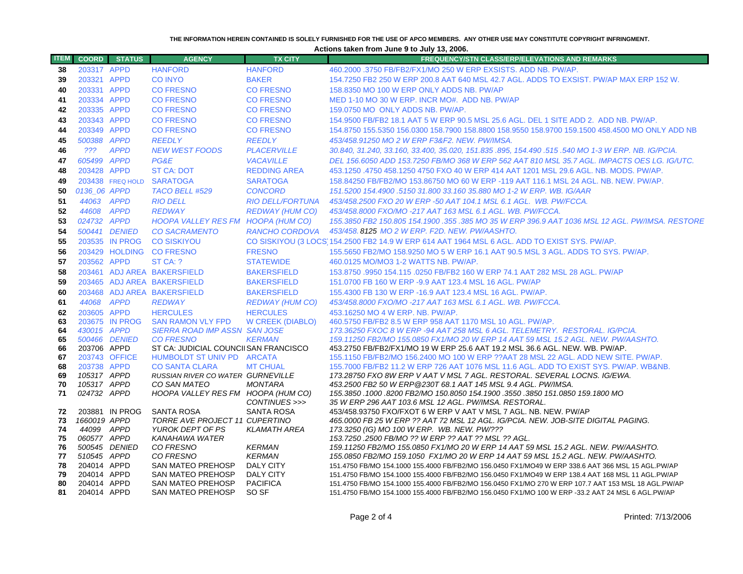THE INFORMATION HEREIN CONTAINED IS SOLELY FURNISHED FOR THE USE OF APCO MEMBERS. ANY OTHER USE MAY CONSTITUTE COPYRIGHT INFRINGMENT.

**Actions taken from June 9 to July 13, 2006.**

| ITEM | COORD | STATUS | AGENCY | TX CITY | FREQUENCY/STN CLASS/ERP/ELEVATIONS AND REMARKS |
|---|---|---|---|---|---|
| 38 | 203317 | APPD | HANFORD | HANFORD | 460.2000 .3750 FB/FB2/FX1/MO 250 W ERP EXSISTS. ADD NB. PW/AP. |
| 39 | 203321 | APPD | CO INYO | BAKER | 154.7250 FB2 250 W ERP 200.8 AAT 640 MSL 42.7 AGL. ADDS TO EXSIST. PW/AP MAX ERP 152 W. |
| 40 | 203331 | APPD | CO FRESNO | CO FRESNO | 158.8350 MO 100 W ERP ONLY ADDS NB. PW/AP |
| 41 | 203334 | APPD | CO FRESNO | CO FRESNO | MED 1-10 MO 30 W ERP. INCR MO#. ADD NB. PW/AP |
| 42 | 203335 | APPD | CO FRESNO | CO FRESNO | 159.0750 MO ONLY ADDS NB. PW/AP. |
| 43 | 203343 | APPD | CO FRESNO | CO FRESNO | 154.9500 FB/FB2 18.1 AAT 5 W ERP 90.5 MSL 25.6 AGL. DEL 1 SITE ADD 2. ADD NB. PW/AP. |
| 44 | 203349 | APPD | CO FRESNO | CO FRESNO | 154.8750 155.5350 156.0300 158.7900 158.8800 158.9550 158.9700 159.1500 458.4500 MO ONLY ADD NB |
| 45 | 500388 | APPD | REEDLY | REEDLY | 453/458.91250 MO 2 W ERP F3&F2. NEW. PW/IMSA. |
| 46 | ??? | APPD | NEW WEST FOODS | PLACERVILLE | 30.840, 31.240, 33.160, 33.400, 35.020, 151.835 .895, 154.490 .515 .540 MO 1-3 W ERP. NB. IG/PCIA. |
| 47 | 605499 | APPD | PG&E | VACAVILLE | DEL 156.6050 ADD 153.7250 FB/MO 368 W ERP 562 AAT 810 MSL 35.7 AGL. IMPACTS OES LG. IG/UTC. |
| 48 | 203428 | APPD | ST CA: DOT | REDDING AREA | 453.1250 .4750 458.1250 4750 FXO 40 W ERP 414 AAT 1201 MSL 29.6 AGL. NB. MODS. PW/AP. |
| 49 | 203438 | FREQ HOLD | SARATOGA | SARATOGA | 158.84250 FB/FB2/MO 153.86750 MO 60 W ERP -119 AAT 116.1 MSL 24 AGL. NB. NEW. PW/AP. |
| 50 | 0136_06 | APPD | TACO BELL #529 | CONCORD | 151.5200 154.4900 .5150 31.800 33.160 35.880 MO 1-2 W ERP. WB. IG/AAR |
| 51 | 44063 | APPD | RIO DELL | RIO DELL/FORTUNA | 453/458.2500 FXO 20 W ERP -50 AAT 104.1 MSL 6.1 AGL. WB. PW/FCCA. |
| 52 | 44608 | APPD | REDWAY | REDWAY (HUM CO) | 453/458.8000 FXO/MO -217 AAT 163 MSL 6.1 AGL. WB. PW/FCCA. |
| 53 | 024732 | APPD | HOOPA VALLEY RES FM | HOOPA (HUM CO) | 155.3850 FB2 150.805 154.1900 .355 .385 MO 35 W ERP 396.9 AAT 1036 MSL 12 AGL. PW/IMSA. RESTORE |
| 54 | 500441 | DENIED | CO SACRAMENTO | RANCHO CORDOVA | 453/458.8125 MO 2 W ERP. F2D. NEW. PW/AASHTO. |
| 55 | 203535 | IN PROG | CO SISKIYOU | CO SISKIYOU (3 LOCS) | 154.2500 FB2 14.9 W ERP 614 AAT 1964 MSL 6 AGL. ADD TO EXIST SYS. PW/AP. |
| 56 | 203429 | HOLDING | CO FRESNO | FRESNO | 155.5650 FB2/MO 158.9250 MO 5 W ERP 16.1 AAT 90.5 MSL 3 AGL. ADDS TO SYS. PW/AP. |
| 57 | 203562 | APPD | ST CA: ? | STATEWIDE | 460.0125 MO/MO3 1-2 WATTS NB. PW/AP. |
| 58 | 203461 | ADJ AREA | BAKERSFIELD | BAKERSFIELD | 153.8750 .9950 154.115 .0250 FB/FB2 160 W ERP 74.1 AAT 282 MSL 28 AGL. PW/AP |
| 59 | 203465 | ADJ AREA | BAKERSFIELD | BAKERSFIELD | 151.0700 FB 160 W ERP -9.9 AAT 123.4 MSL 16 AGL. PW/AP |
| 60 | 203468 | ADJ AREA | BAKERSFIELD | BAKERSFIELD | 155.4300 FB 130 W ERP -16.9 AAT 123.4 MSL 16 AGL. PW/AP. |
| 61 | 44068 | APPD | REDWAY | REDWAY (HUM CO) | 453/458.8000 FXO/MO -217 AAT 163 MSL 6.1 AGL. WB. PW/FCCA. |
| 62 | 203605 | APPD | HERCULES | HERCULES | 453.16250 MO 4 W ERP. NB. PW/AP. |
| 63 | 203675 | IN PROG | SAN RAMON VLY FPD | W CREEK (DIABLO) | 460.5750 FB/FB2 8.5 W ERP 958 AAT 1170 MSL 10 AGL. PW/AP. |
| 64 | 430015 | APPD | SIERRA ROAD IMP ASSN | SAN JOSE | 173.36250 FXOC 8 W ERP -94 AAT 258 MSL 6 AGL. TELEMETRY. RESTORAL. IG/PCIA. |
| 65 | 500466 | DENIED | CO FRESNO | KERMAN | 159.11250 FB2/MO 155.0850 FX1/MO 20 W ERP 14 AAT 59 MSL 15.2 AGL. NEW. PW/AASHTO. |
| 66 | 203706 | APPD | ST CA: JUDICIAL COUNCIL | SAN FRANCISCO | 453.2750 FB/FB2/FX1/MO 19 W ERP 25.6 AAT 19.2 MSL 36.6 AGL. NEW. WB. PW/AP. |
| 67 | 203743 | OFFICE | HUMBOLDT ST UNIV PD | ARCATA | 155.1150 FB/FB2/MO 156.2400 MO 100 W ERP ??AAT 28 MSL 22 AGL. ADD NEW SITE. PW/AP. |
| 68 | 203738 | APPD | CO SANTA CLARA | MT CHUAL | 155.7000 FB/FB2 11.2 W ERP 726 AAT 1076 MSL 11.6 AGL. ADD TO EXIST SYS. PW/AP. WB&NB. |
| 69 | 105317 | APPD | RUSSIAN RIVER CO WATER | GURNEVILLE | 173.28750 FXO 8W ERP V AAT V MSL 7 AGL. RESTORAL. SEVERAL LOCNS. IG/EWA. |
| 70 | 105317 | APPD | CO SAN MATEO | MONTARA | 453.2500 FB2 50 W ERP@230T 68.1 AAT 145 MSL 9.4 AGL. PW/IMSA. |
| 71 | 024732 | APPD | HOOPA VALLEY RES FM | HOOPA (HUM CO) CONTINUES >>> | 155.3850 .1000 .8200 FB2/MO 150.8050 154.1900 .3550 .3850 151.0850 159.1800 MO 35 W ERP 296 AAT 103.6 MSL 12 AGL. PW/IMSA. RESTORAL. |
| 72 | 203881 | IN PROG | SANTA ROSA | SANTA ROSA | 453/458.93750 FXO/FXOT 6 W ERP V AAT V MSL 7 AGL. NB. NEW. PW/AP |
| 73 | 1660019 | APPD | TORRE AVE PROJECT 11 | CUPERTINO | 465.0000 FB 25 W ERP ?? AAT 72 MSL 12 AGL. IG/PCIA. NEW. JOB-SITE DIGITAL PAGING. |
| 74 | 44099 | APPD | YUROK DEPT OF PS | KLAMATH AREA | 173.3250 (IG) MO 100 W ERP. WB. NEW. PW/??? |
| 75 | 060577 | APPD | KANAHAWA WATER | | 153.7250 .2500 FB/MO ?? W ERP ?? AAT ?? MSL ?? AGL. |
| 76 | 500545 | DENIED | CO FRESNO | KERMAN | 159.11250 FB2/MO 155.0850 FX1/MO 20 W ERP 14 AAT 59 MSL 15.2 AGL. NEW. PW/AASHTO. |
| 77 | 510545 | APPD | CO FRESNO | KERMAN | 155.0850 FB2/MO 159.1050 FX1/MO 20 W ERP 14 AAT 59 MSL 15.2 AGL. NEW. PW/AASHTO. |
| 78 | 204014 | APPD | SAN MATEO PREHOSP | DALY CITY | 151.4750 FB/MO 154.1000 155.4000 FB/FB2/MO 156.0450 FX1/MO49 W ERP 338.6 AAT 366 MSL 15 AGL.PW/AP |
| 79 | 204014 | APPD | SAN MATEO PREHOSP | DALY CITY | 151.4750 FB/MO 154.1000 155.4000 FB/FB2/MO 156.0450 FX1/MO49 W ERP 138.4 AAT 168 MSL 11 AGL.PW/AP |
| 80 | 204014 | APPD | SAN MATEO PREHOSP | PACIFICA | 151.4750 FB/MO 154.1000 155.4000 FB/FB2/MO 156.0450 FX1/MO 270 W ERP 107.7 AAT 153 MSL 18 AGL.PW/AP |
| 81 | 204014 | APPD | SAN MATEO PREHOSP | SO SF | 151.4750 FB/MO 154.1000 155.4000 FB/FB2/MO 156.0450 FX1/MO 100 W ERP -33.2 AAT 24 MSL 6 AGL.PW/AP |

Printed: 7/13/2006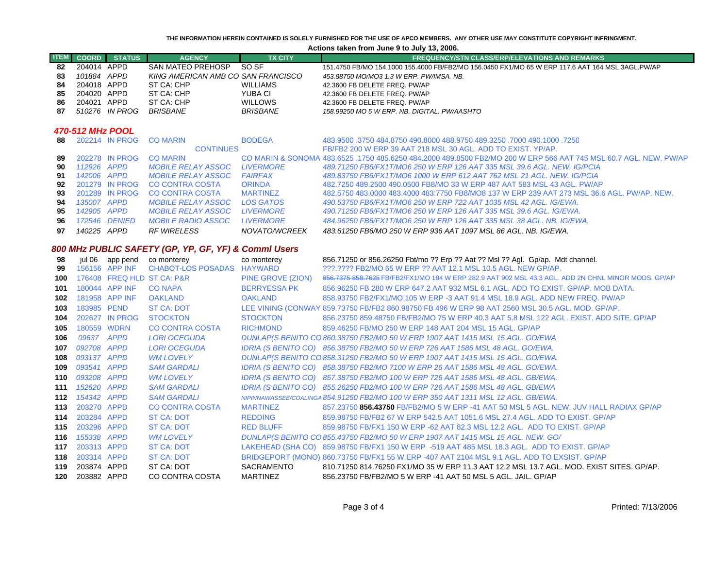THE INFORMATION HEREIN CONTAINED IS SOLELY FURNISHED FOR THE USE OF APCO MEMBERS. ANY OTHER USE MAY CONSTITUTE COPYRIGHT INFRINGMENT.

**Actions taken from June 9 to July 13, 2006.**

| ITEM | COORD | STATUS | AGENCY | TX CITY | FREQUENCY/STN CLASS/ERP/ELEVATIONS AND REMARKS |
|---|---|---|---|---|---|
| 82 | 204014 | APPD | SAN MATEO PREHOSP | SO SF | 151.4750 FB/MO 154.1000 155.4000 FB/FB2/MO 156.0450 FX1/MO 65 W ERP 117.6 AAT 164 MSL 3AGL.PW/AP |
| 83 | *101884* | *APPD* | *KING AMERICAN AMB CO* | *SAN FRANCISCO* | *453.88750 MO/MO3 1.3 W ERP. PW/IMSA. NB.* |
| 84 | 204018 | APPD | ST CA: CHP | WILLIAMS | 42.3600 FB DELETE FREQ. PW/AP |
| 85 | 204020 | APPD | ST CA: CHP | YUBA CI | 42.3600 FB DELETE FREQ. PW/AP |
| 86 | 204021 | APPD | ST CA: CHP | WILLOWS | 42.3600 FB DELETE FREQ. PW/AP |
| 87 | *510276* | *IN PROG* | *BRISBANE* | *BRISBANE* | *158.99250 MO 5 W ERP. NB. DIGITAL. PW/AASHTO* |
| | | | ***470-512 MHz POOL*** | | |
| 88 | 202214 | IN PROG | CO MARIN | BODEGA | 483.9500 .3750 484.8750 490.8000 488.9750 489.3250 .7000 490.1000 .7250 |
| | | | CONTINUES | | FB/FB2 200 W ERP 39 AAT 218 MSL 30 AGL. ADD TO EXIST. YP/AP. |
| 89 | 202278 | IN PROG | CO MARIN | CO MARIN & SONOMA | 483.6525 .1750 485.6250 484.2000 489.8500 FB2/MO 200 W ERP 566 AAT 745 MSL 60.7 AGL. NEW. PW/AP |
| 90 | *112926* | *APPD* | *MOBILE RELAY ASSOC* | *LIVERMORE* | *489.71250 FB6/FX1T/MO6 250 W ERP 126 AAT 335 MSL 39.6 AGL. NEW. IG/PCIA* |
| 91 | *142006* | *APPD* | *MOBILE RELAY ASSOC* | *FAIRFAX* | *489.83750 FB6/FX1T/MO6 1000 W ERP 612 AAT 762 MSL 21 AGL. NEW. IG/PCIA* |
| 92 | 201279 | IN PROG | CO CONTRA COSTA | ORINDA | 482.7250 489.2500 490.0500 FB8/MO 33 W ERP 487 AAT 583 MSL 43 AGL. PW/AP |
| 93 | 201289 | IN PROG | CO CONTRA COSTA | MARTINEZ | 482.5750 483.0000 483.4000 483.7750 FB8/MO8 137 W ERP 239 AAT 273 MSL 36.6 AGL. PW/AP. NEW. |
| 94 | *135007* | *APPD* | *MOBILE RELAY ASSOC* | *LOS GATOS* | *490.53750 FB6/FX1T/MO6 250 W ERP 722 AAT 1035 MSL 42 AGL. IG/EWA.* |
| 95 | *142905* | *APPD* | *MOBILE RELAY ASSOC* | *LIVERMORE* | *490.71250 FB6/FX1T/MO6 250 W ERP 126 AAT 335 MSL 39.6 AGL. IG/EWA.* |
| 96 | *172546* | *DENIED* | *MOBILE RADIO ASSOC* | *LIVERMORE* | *484.96250 FB6/FX1T/MO6 250 W ERP 126 AAT 335 MSL 38 AGL. NB. IG/EWA.* |
| 97 | *140225* | *APPD* | *RF WIRELESS* | *NOVATO/WCREEK* | *483.61250 FB6/MO 250 W ERP 936 AAT 1097 MSL 86 AGL. NB. IG/EWA.* |
| | | | ***800 MHz PUBLIC SAFETY (GP, YP, GF, YF) & Comml Users*** | | |
| 98 | jul 06 | app pend | co monterey | co monterey | 856.71250 or 856.26250 Fbt/mo ?? Erp ?? Aat ?? Msl ?? Agl. Gp/ap. Mdt channel. |
| 99 | 156156 | APP INF | CHABOT-LOS POSADAS | HAYWARD | ???.???? FB2/MO 65 W ERP ?? AAT 12.1 MSL 10.5 AGL. NEW GP/AP. |
| 100 | 176408 | FREQ HLD | ST CA: P&R | PINE GROVE (ZION) | ~~856.7375 858.7625~~ FB/FB2/FX1/MO 184 W ERP 282.9 AAT 902 MSL 43.3 AGL. ADD 2N CHNL MINOR MODS. GP/AP |
| 101 | 180044 | APP INF | CO NAPA | BERRYESSA PK | 856.96250 FB 280 W ERP 647.2 AAT 932 MSL 6.1 AGL. ADD TO EXIST. GP/AP. MOB DATA. |
| 102 | 181958 | APP INF | OAKLAND | OAKLAND | 858.93750 FB2/FX1/MO 105 W ERP -3 AAT 91.4 MSL 18.9 AGL. ADD NEW FREQ. PW/AP |
| 103 | 183985 | PEND | ST CA: DOT | LEE VINING (CONWAY | 859.73750 FB/FB2 860.98750 FB 496 W ERP 98 AAT 2560 MSL 30.5 AGL. MOD. GP/AP. |
| 104 | 202627 | IN PROG | STOCKTON | STOCKTON | 856.23750 859.48750 FB/FB2/MO 75 W ERP 40.3 AAT 5.8 MSL 122 AGL. EXIST. ADD SITE. GP/AP |
| 105 | 180559 | WDRN | CO CONTRA COSTA | RICHMOND | 859.46250 FB/MO 250 W ERP 148 AAT 204 MSL 15 AGL. GP/AP |
| 106 | *09637* | *APPD* | *LORI OCEGUDA* | *DUNLAP(S BENITO CO* | *860.38750 FB2/MO 50 W ERP 1907 AAT 1415 MSL 15 AGL. GO/EWA* |
| 107 | *092708* | *APPD* | *LORI OCEGUDA* | *IDRIA (S BENITO CO)* | *856.38750 FB2/MO 50 W ERP 726 AAT 1586 MSL 48 AGL. GO/EWA.* |
| 108 | *093137* | *APPD* | *WM LOVELY* | *DUNLAP(S BENITO CO* | *858.31250 FB2/MO 50 W ERP 1907 AAT 1415 MSL 15 AGL. GO/EWA.* |
| 109 | *093541* | *APPD* | *SAM GARDALI* | *IDRIA (S BENITO CO)* | *858.38750 FB2/MO 7100 W ERP 26 AAT 1586 MSL 48 AGL. GO/EWA.* |
| 110 | *093208* | *APPD* | *WM LOVELY* | *IDRIA (S BENITO CO)* | *857.38750 FB2/MO 100 W ERP 726 AAT 1586 MSL 48 AGL. GB/EWA.* |
| 111 | *152620* | *APPD* | *SAM GARDALI* | *IDRIA (S BENITO CO)* | *855.26250 FB2/MO 100 W ERP 726 AAT 1586 MSL 48 AGL. GB/EWA* |
| 112 | *154342* | *APPD* | *SAM GARDALI* | *NIPINNAWASSEE/COALINGA* | *854.91250 FB2/MO 100 W ERP 350 AAT 1311 MSL 12 AGL. GB/EWA.* |
| 113 | 203270 | APPD | CO CONTRA COSTA | MARTINEZ | 857.23750 **856.43750** FB/FB2/MO 5 W ERP -41 AAT 50 MSL 5 AGL. NEW. JUV HALL RADIAX GP/AP |
| 114 | 203284 | APPD | ST CA: DOT | REDDING | 859.98750 FB/FB2 67 W ERP 542.5 AAT 1051.6 MSL 27.4 AGL. ADD TO EXIST. GP/AP |
| 115 | 203296 | APPD | ST CA: DOT | RED BLUFF | 859.98750 FB/FX1 150 W ERP -62 AAT 82.3 MSL 12.2 AGL. ADD TO EXIST. GP/AP |
| 116 | *155338* | *APPD* | *WM LOVELY* | *DUNLAP(S BENITO CO* | *855.43750 FB2/MO 50 W ERP 1907 AAT 1415 MSL 15 AGL. NEW. GO/* |
| 117 | 203313 | APPD | ST CA: DOT | LAKEHEAD (SHA CO) | 859.98750 FB/FX1 150 W ERP -519 AAT 485 MSL 18.3 AGL. ADD TO EXIST. GP/AP |
| 118 | 203314 | APPD | ST CA: DOT | BRIDGEPORT (MONO) | 860.73750 FB/FX1 55 W ERP -407 AAT 2104 MSL 9.1 AGL. ADD TO EXSIST. GP/AP |
| 119 | 203874 | APPD | ST CA: DOT | SACRAMENTO | 810.71250 814.76250 FX1/MO 35 W ERP 11.3 AAT 12.2 MSL 13.7 AGL. MOD. EXIST SITES. GP/AP. |
| 120 | 203882 | APPD | CO CONTRA COSTA | MARTINEZ | 856.23750 FB/FB2/MO 5 W ERP -41 AAT 50 MSL 5 AGL. JAIL. GP/AP |

Printed: 7/13/2006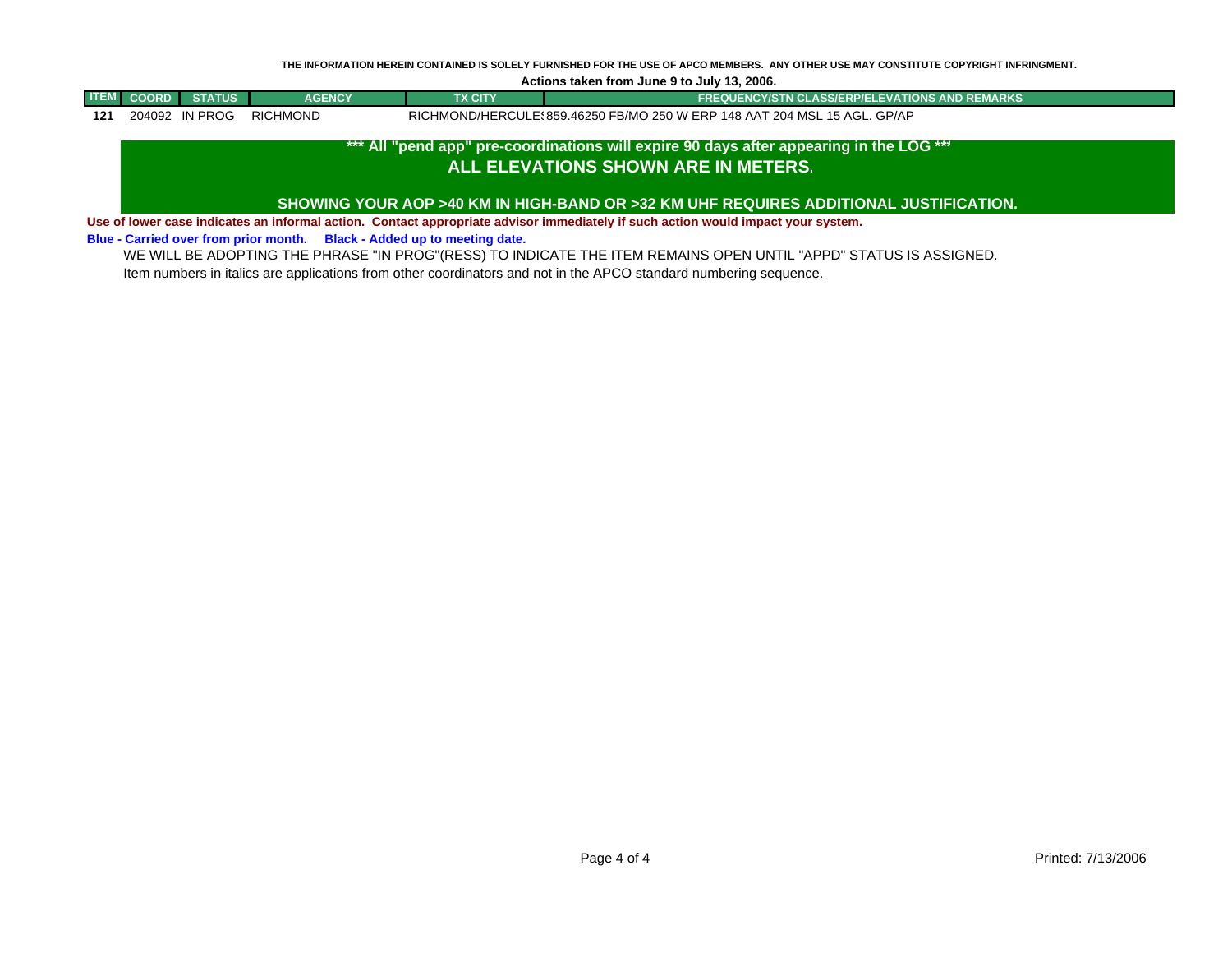THE INFORMATION HEREIN CONTAINED IS SOLELY FURNISHED FOR THE USE OF APCO MEMBERS. ANY OTHER USE MAY CONSTITUTE COPYRIGHT INFRINGMENT.

**Actions taken from June 9 to July 13, 2006.**

| ITEM | COORD | STATUS | AGENCY | TX CITY | FREQUENCY/STN CLASS/ERP/ELEVATIONS AND REMARKS |
|---|---|---|---|---|---|
| **121** | 204092 | IN PROG | RICHMOND | RICHMOND/HERCULES | 859.46250 FB/MO 250 W ERP 148 AAT 204 MSL 15 AGL. GP/AP |

**\*\*\* All "pend app" pre-coordinations will expire 90 days after appearing in the LOG \*\*\***

**ALL ELEVATIONS SHOWN ARE IN METERS.**

**SHOWING YOUR AOP >40 KM IN HIGH-BAND OR >32 KM UHF REQUIRES ADDITIONAL JUSTIFICATION.**

**Use of lower case indicates an informal action. Contact appropriate advisor immediately if such action would impact your system.**

**Blue - Carried over from prior month. Black - Added up to meeting date.**

WE WILL BE ADOPTING THE PHRASE "IN PROG"(RESS) TO INDICATE THE ITEM REMAINS OPEN UNTIL "APPD" STATUS IS ASSIGNED.

Item numbers in italics are applications from other coordinators and not in the APCO standard numbering sequence.

Printed: 7/13/2006